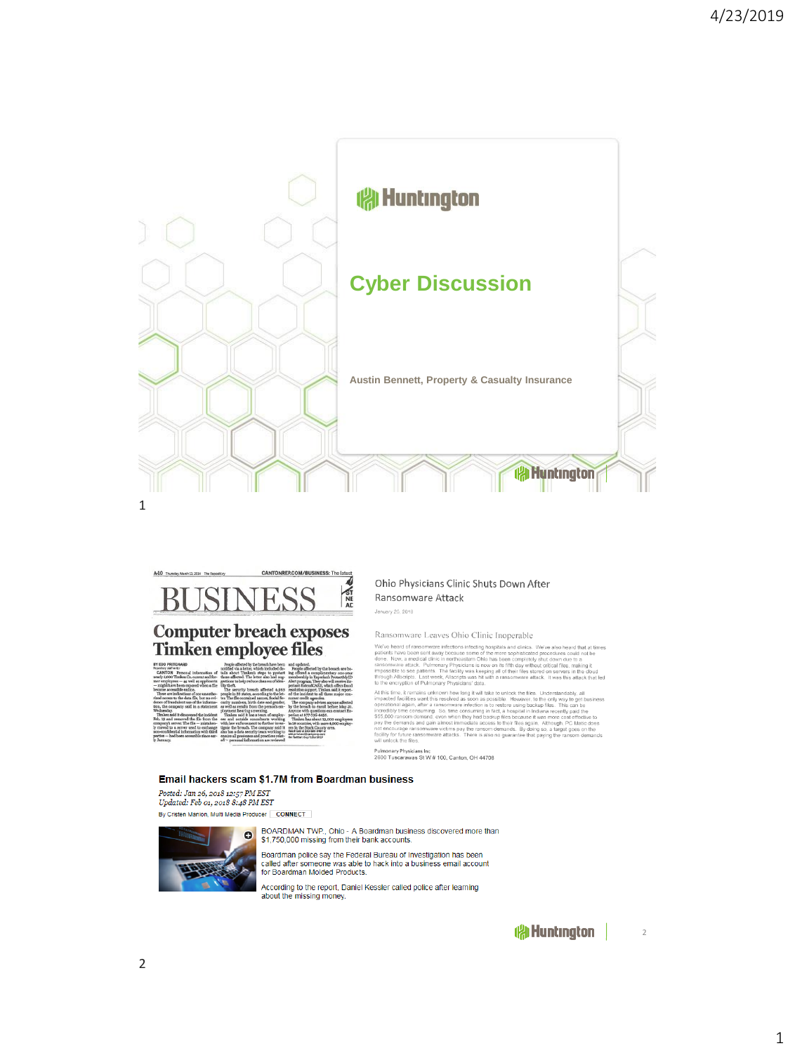# Cyber Discussion

Austin Bennett, Property & Casualty Insurance

## Computer breach exposes Timken employee files

### Ohio Physicians Clinic Shuts Down After Ransomware Attack

January 20, 2018

Ransomware Leaves Ohio Clinic Inoperable

We've heard of ransomware infections infecting hospitals and clinics. We've also heard that at times patients have been sent away because some of the more sophisticated procedures could not be done. Now, a medical clinic in northeastern Ohio has been completely shut down due to a ransomware attack. Pulmonary Physicians is now on its fifth day without critical files, making it impossible to see patients. The facility was keeping all of their files stored on servers in the cloud through Allscripts. Last week, Allscripts was hit with a ransomware attack. It was this attack that led to the encryption of Pulmonary Physicians' data.

At this time, it remains unknown how long it will take to unlock the files. Understandably, all impacted facilities want this resolved as soon as possible. However, to the only way to get business operational again, after a ransomware infection is to restore using backup files. This can be incredibly time consuming. So, time consuming in fact, a hospital in Indiana recently paid the $55,000 ransom demand, even when they had backup files because it was more cost effective to pay the demands and gain almost immediate access to their files again. Although, PC Matic does not encourage ransomware victims pay the ransom demands. By doing so, a target goes on the facility for future ransomware attacks. There is also no guarantee that paying the ransom demands will unlock the files.

Pulmonary Physicians Inc
2600 Tuscarawas St W # 100, Canton, OH 44708

### Email hackers scam $1.7M from Boardman business

*Posted: Jan 26, 2018 12:57 PM EST*
*Updated: Feb 01, 2018 8:48 PM EST*

By Cristen Manion, Multi Media Producer

BOARDMAN TWP., Ohio - A Boardman business discovered more than $1,750,000 missing from their bank accounts.

Boardman police say the Federal Bureau of Investigation has been called after someone was able to hack into a business email account for Boardman Molded Products.

According to the report, Daniel Kessler called police after learning about the missing money.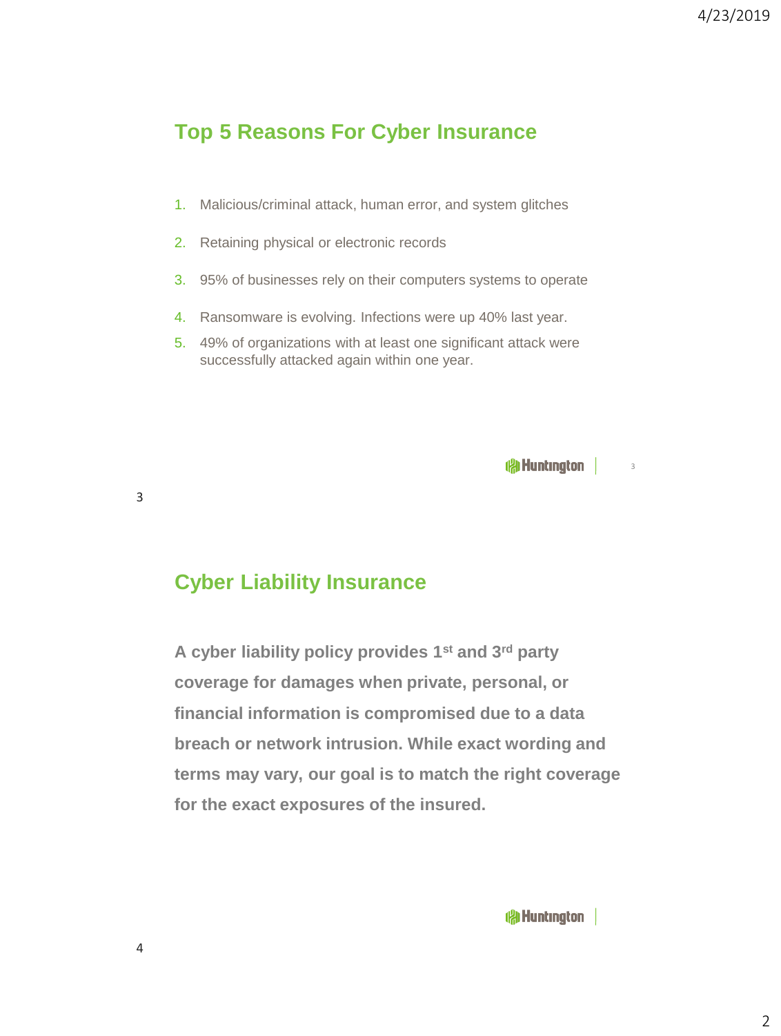## Top 5 Reasons For Cyber Insurance

1. Malicious/criminal attack, human error, and system glitches
2. Retaining physical or electronic records
3. 95% of businesses rely on their computers systems to operate
4. Ransomware is evolving. Infections were up 40% last year.
5. 49% of organizations with at least one significant attack were successfully attacked again within one year.

Huntington

## Cyber Liability Insurance

**A cyber liability policy provides 1st and 3rd party coverage for damages when private, personal, or financial information is compromised due to a data breach or network intrusion. While exact wording and terms may vary, our goal is to match the right coverage for the exact exposures of the insured.**

Huntington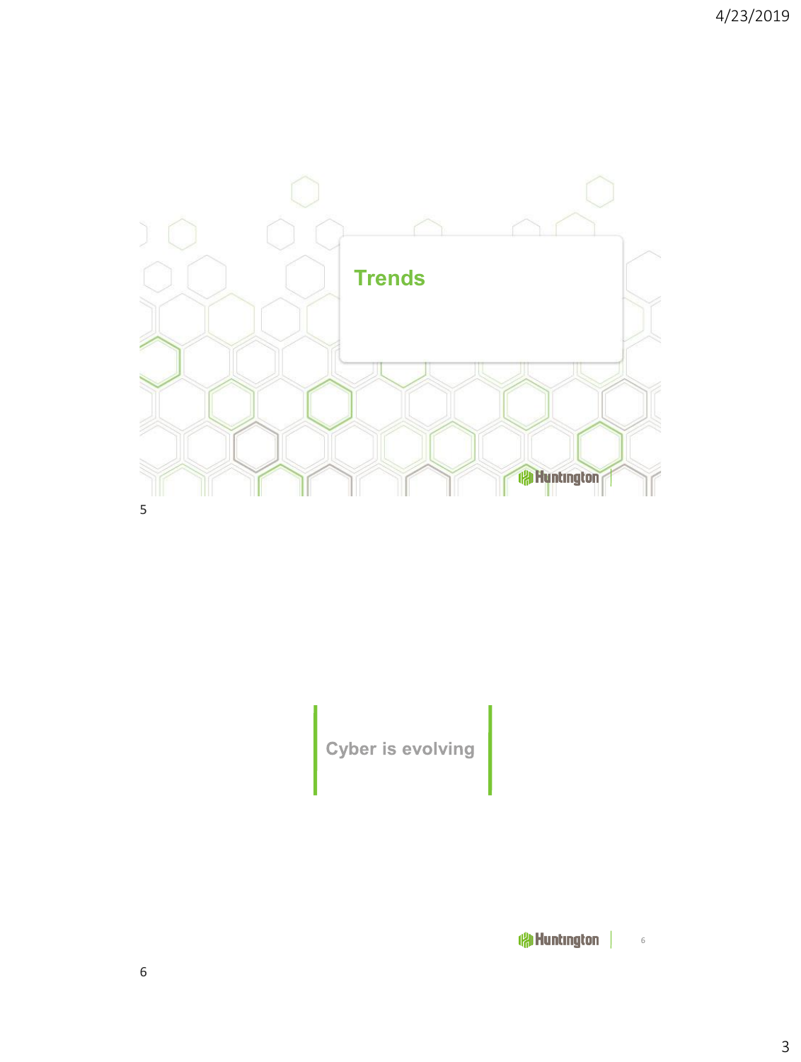## Trends

Cyber is evolving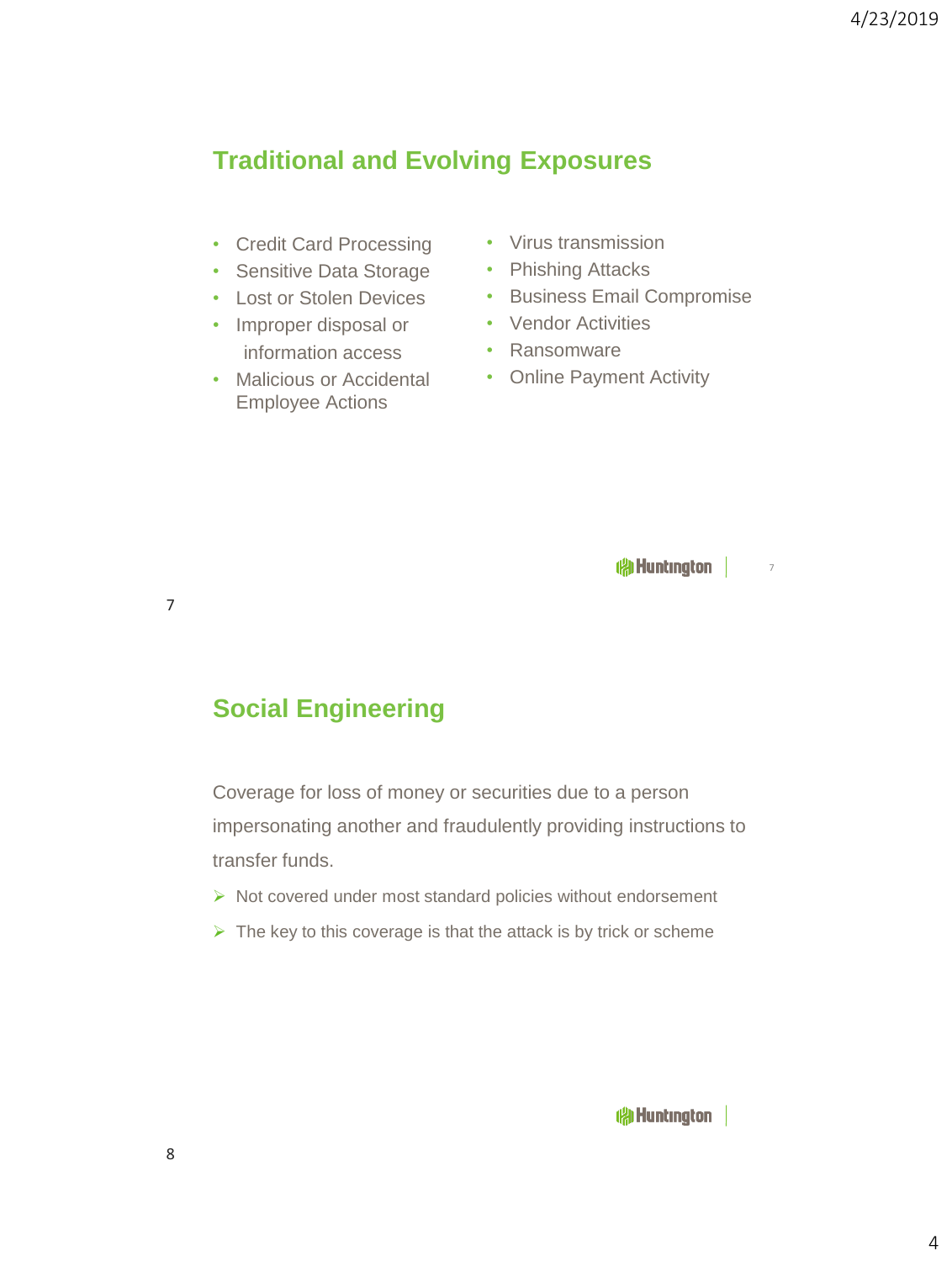## Traditional and Evolving Exposures

- Credit Card Processing
- Sensitive Data Storage
- Lost or Stolen Devices
- Improper disposal or information access
- Malicious or Accidental Employee Actions
- Virus transmission
- Phishing Attacks
- Business Email Compromise
- Vendor Activities
- Ransomware
- Online Payment Activity

## Social Engineering

Coverage for loss of money or securities due to a person impersonating another and fraudulently providing instructions to transfer funds.

- Not covered under most standard policies without endorsement
- The key to this coverage is that the attack is by trick or scheme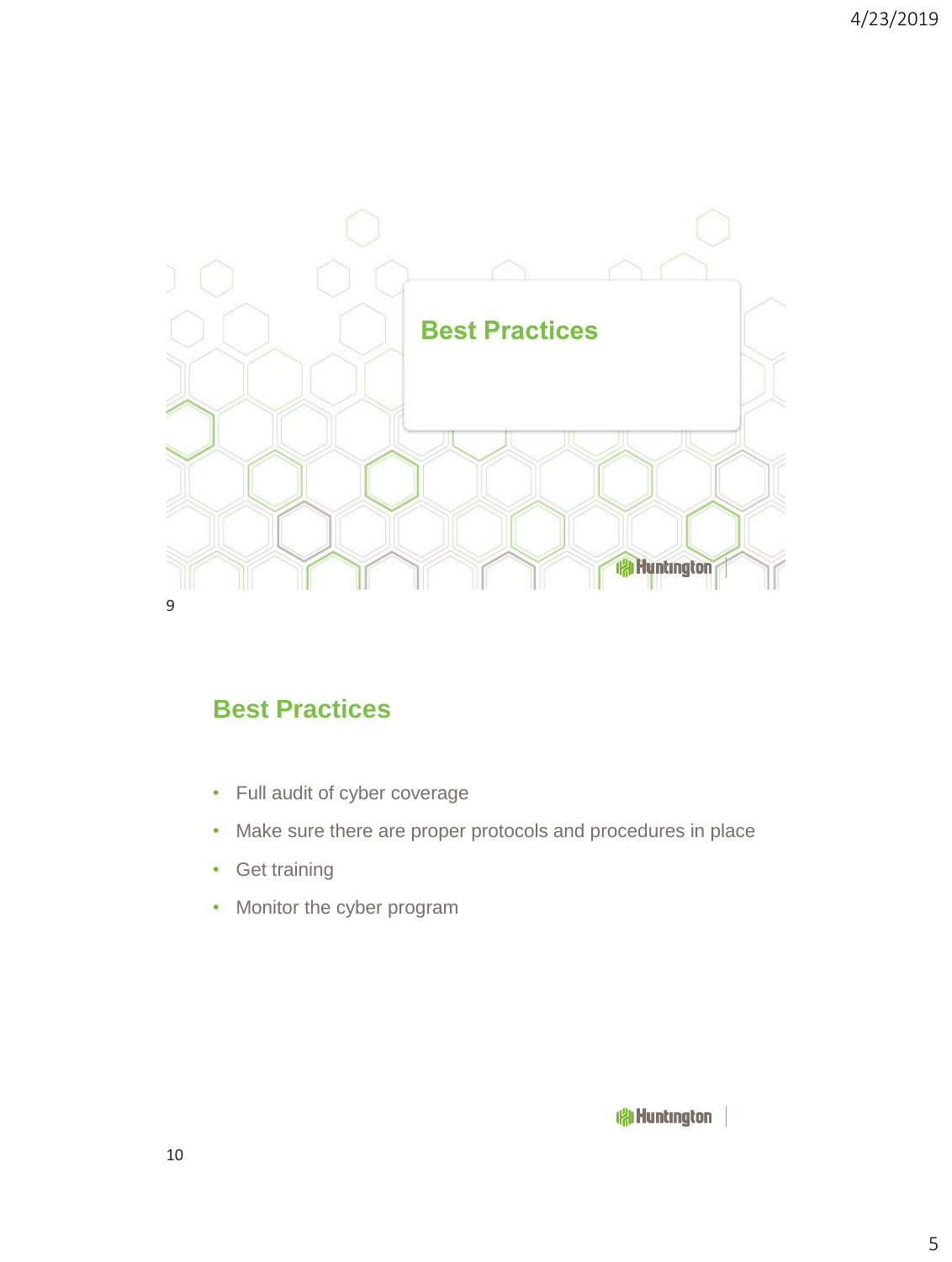## Best Practices

## Best Practices

- Full audit of cyber coverage
- Make sure there are proper protocols and procedures in place
- Get training
- Monitor the cyber program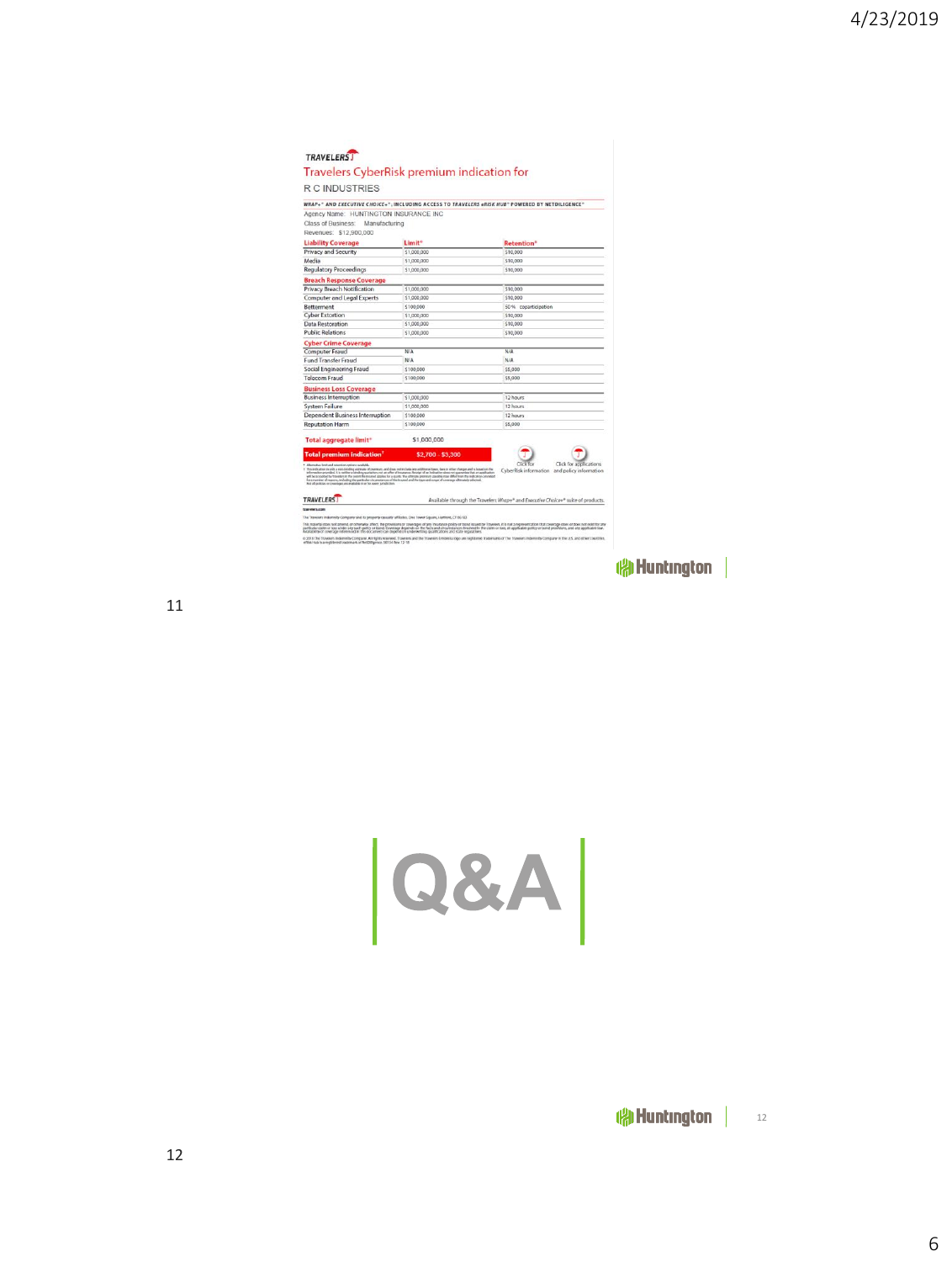4/23/2019

TRAVELERS

## Travelers CyberRisk premium indication for

R C INDUSTRIES

WRAP+® AND EXECUTIVE CHOICE+®; INCLUDING ACCESS TO TRAVELERS eRISK HUB® POWERED BY NETDILIGENCE®

Agency Name: HUNTINGTON INSURANCE INC

Class of Business: Manufacturing

Revenues: $12,900,000

| Liability Coverage | Limit* | Retention* |
|---|---|---|
| Privacy and Security | $1,000,000 | $10,000 |
| Media | $1,000,000 | $10,000 |
| Regulatory Proceedings | $1,000,000 | $10,000 |
| **Breach Response Coverage** | | |
| Privacy Breach Notification | $1,000,000 | $10,000 |
| Computer and Legal Experts | $1,000,000 | $10,000 |
| Betterment | $100,000 | 50% coparticipation |
| Cyber Extortion | $1,000,000 | $10,000 |
| Data Restoration | $1,000,000 | $10,000 |
| Public Relations | $1,000,000 | $10,000 |
| **Cyber Crime Coverage** | | |
| Computer Fraud | N/A | N/A |
| Fund Transfer Fraud | N/A | N/A |
| Social Engineering Fraud | $100,000 | $5,000 |
| Telecom Fraud | $100,000 | $5,000 |
| **Business Loss Coverage** | | |
| Business Interruption | $1,000,000 | 12 hours |
| System Failure | $1,000,000 | 12 hours |
| Dependent Business Interruption | $100,000 | 12 hours |
| Reputation Harm | $100,000 | $5,000 |

Total aggregate limit* $1,000,000

Total premium indication† $2,700 - $3,300

Click for CyberRisk information

Click for applications and policy information

TRAVELERS

Available through the Travelers Wrap+® and Executive Choice+® suite of products.

Huntington

11

# Q&A

Huntington

12